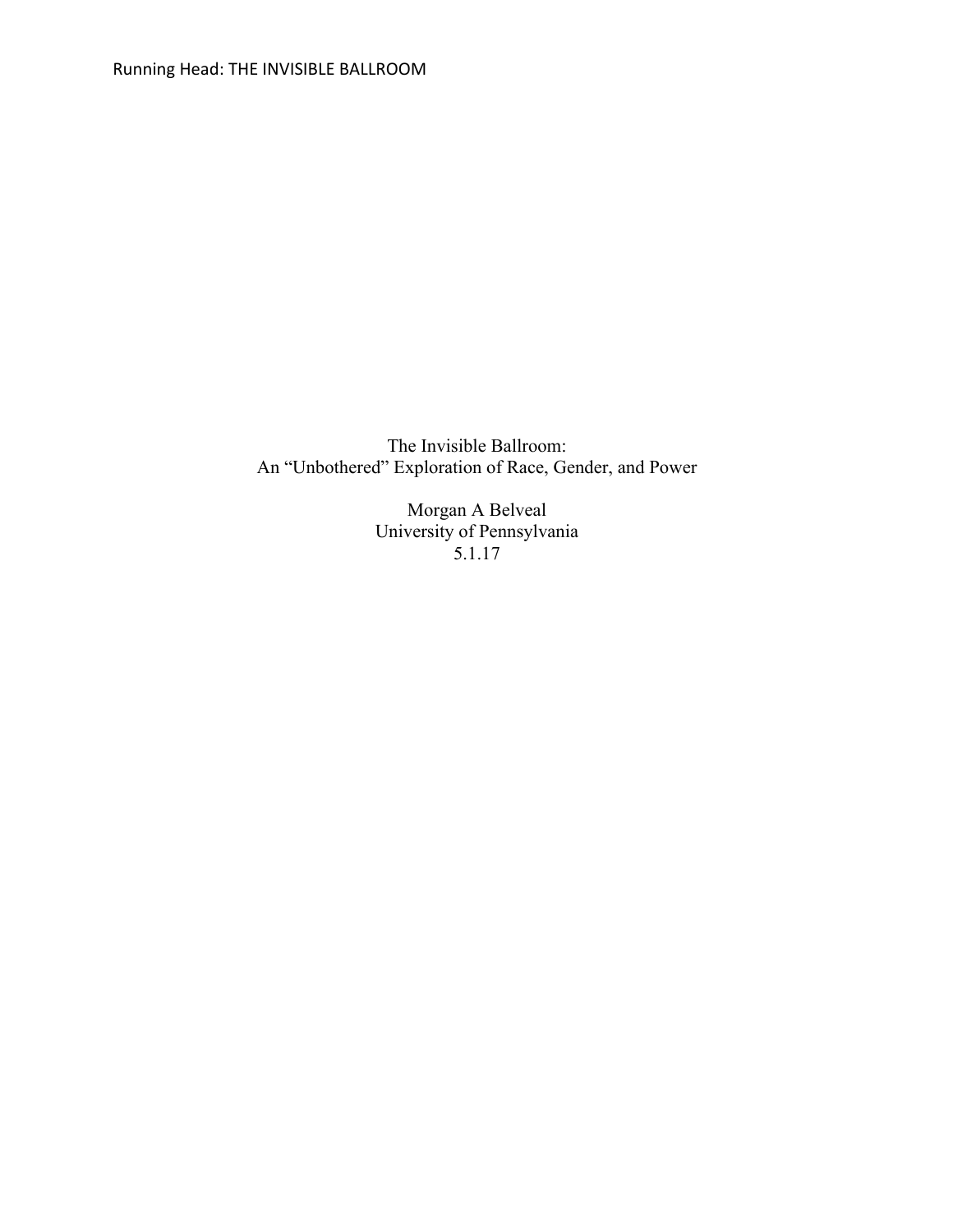# The Invisible Ballroom:
## An "Unbothered" Exploration of Race, Gender, and Power

Morgan A Belveal

University of Pennsylvania

5.1.17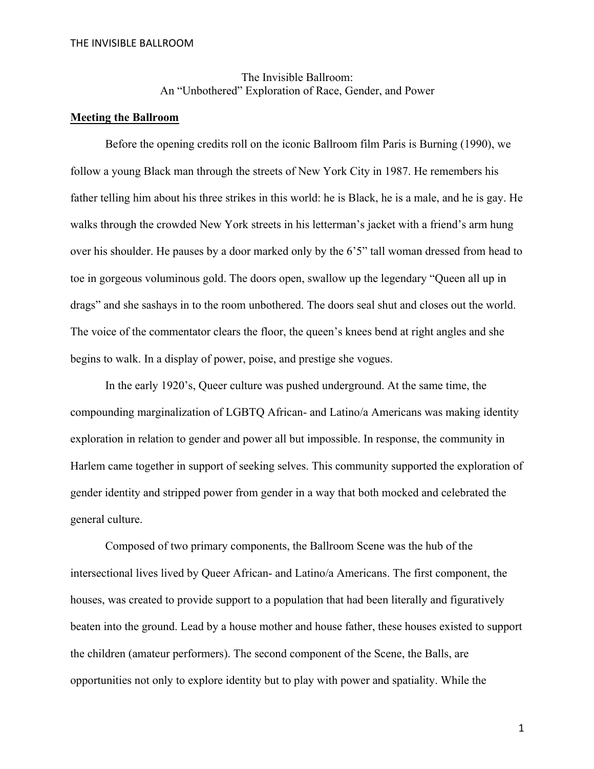The Invisible Ballroom:
An "Unbothered" Exploration of Race, Gender, and Power

**Meeting the Ballroom**

Before the opening credits roll on the iconic Ballroom film Paris is Burning (1990), we follow a young Black man through the streets of New York City in 1987. He remembers his father telling him about his three strikes in this world: he is Black, he is a male, and he is gay. He walks through the crowded New York streets in his letterman's jacket with a friend's arm hung over his shoulder. He pauses by a door marked only by the 6'5" tall woman dressed from head to toe in gorgeous voluminous gold. The doors open, swallow up the legendary "Queen all up in drags" and she sashays in to the room unbothered. The doors seal shut and closes out the world. The voice of the commentator clears the floor, the queen's knees bend at right angles and she begins to walk. In a display of power, poise, and prestige she vogues.

In the early 1920's, Queer culture was pushed underground. At the same time, the compounding marginalization of LGBTQ African- and Latino/a Americans was making identity exploration in relation to gender and power all but impossible. In response, the community in Harlem came together in support of seeking selves. This community supported the exploration of gender identity and stripped power from gender in a way that both mocked and celebrated the general culture.

Composed of two primary components, the Ballroom Scene was the hub of the intersectional lives lived by Queer African- and Latino/a Americans. The first component, the houses, was created to provide support to a population that had been literally and figuratively beaten into the ground. Lead by a house mother and house father, these houses existed to support the children (amateur performers). The second component of the Scene, the Balls, are opportunities not only to explore identity but to play with power and spatiality. While the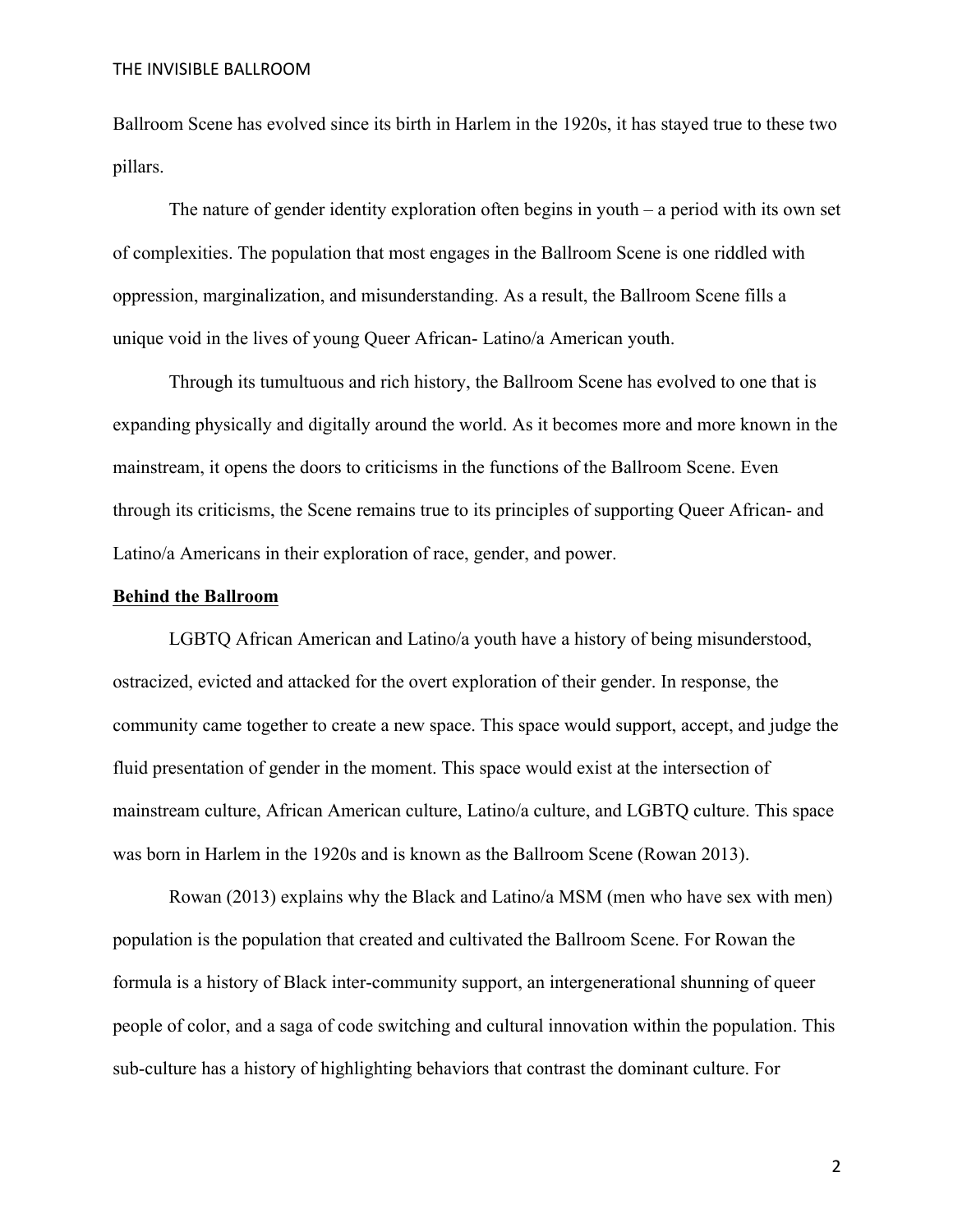Ballroom Scene has evolved since its birth in Harlem in the 1920s, it has stayed true to these two pillars.

The nature of gender identity exploration often begins in youth – a period with its own set of complexities. The population that most engages in the Ballroom Scene is one riddled with oppression, marginalization, and misunderstanding. As a result, the Ballroom Scene fills a unique void in the lives of young Queer African- Latino/a American youth.

Through its tumultuous and rich history, the Ballroom Scene has evolved to one that is expanding physically and digitally around the world. As it becomes more and more known in the mainstream, it opens the doors to criticisms in the functions of the Ballroom Scene. Even through its criticisms, the Scene remains true to its principles of supporting Queer African- and Latino/a Americans in their exploration of race, gender, and power.

**Behind the Ballroom**

LGBTQ African American and Latino/a youth have a history of being misunderstood, ostracized, evicted and attacked for the overt exploration of their gender. In response, the community came together to create a new space. This space would support, accept, and judge the fluid presentation of gender in the moment. This space would exist at the intersection of mainstream culture, African American culture, Latino/a culture, and LGBTQ culture. This space was born in Harlem in the 1920s and is known as the Ballroom Scene (Rowan 2013).

Rowan (2013) explains why the Black and Latino/a MSM (men who have sex with men) population is the population that created and cultivated the Ballroom Scene. For Rowan the formula is a history of Black inter-community support, an intergenerational shunning of queer people of color, and a saga of code switching and cultural innovation within the population. This sub-culture has a history of highlighting behaviors that contrast the dominant culture. For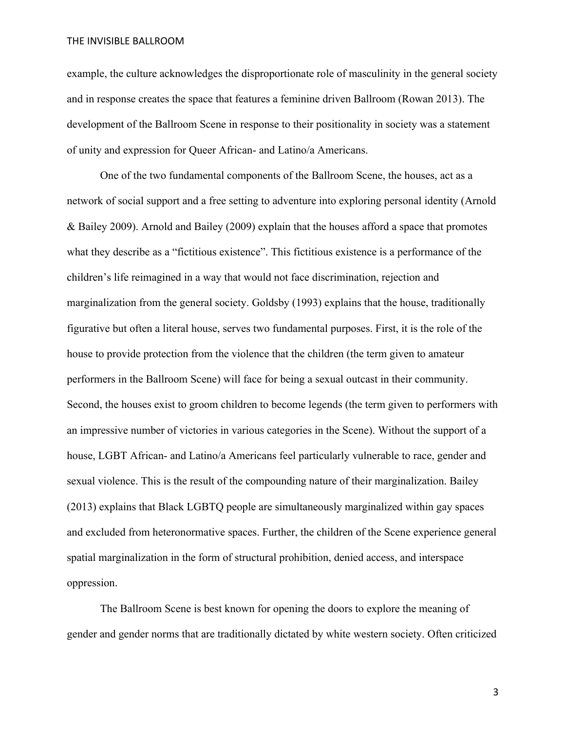example, the culture acknowledges the disproportionate role of masculinity in the general society and in response creates the space that features a feminine driven Ballroom (Rowan 2013). The development of the Ballroom Scene in response to their positionality in society was a statement of unity and expression for Queer African- and Latino/a Americans.

One of the two fundamental components of the Ballroom Scene, the houses, act as a network of social support and a free setting to adventure into exploring personal identity (Arnold & Bailey 2009). Arnold and Bailey (2009) explain that the houses afford a space that promotes what they describe as a "fictitious existence". This fictitious existence is a performance of the children's life reimagined in a way that would not face discrimination, rejection and marginalization from the general society. Goldsby (1993) explains that the house, traditionally figurative but often a literal house, serves two fundamental purposes. First, it is the role of the house to provide protection from the violence that the children (the term given to amateur performers in the Ballroom Scene) will face for being a sexual outcast in their community. Second, the houses exist to groom children to become legends (the term given to performers with an impressive number of victories in various categories in the Scene). Without the support of a house, LGBT African- and Latino/a Americans feel particularly vulnerable to race, gender and sexual violence. This is the result of the compounding nature of their marginalization. Bailey (2013) explains that Black LGBTQ people are simultaneously marginalized within gay spaces and excluded from heteronormative spaces. Further, the children of the Scene experience general spatial marginalization in the form of structural prohibition, denied access, and interspace oppression.

The Ballroom Scene is best known for opening the doors to explore the meaning of gender and gender norms that are traditionally dictated by white western society. Often criticized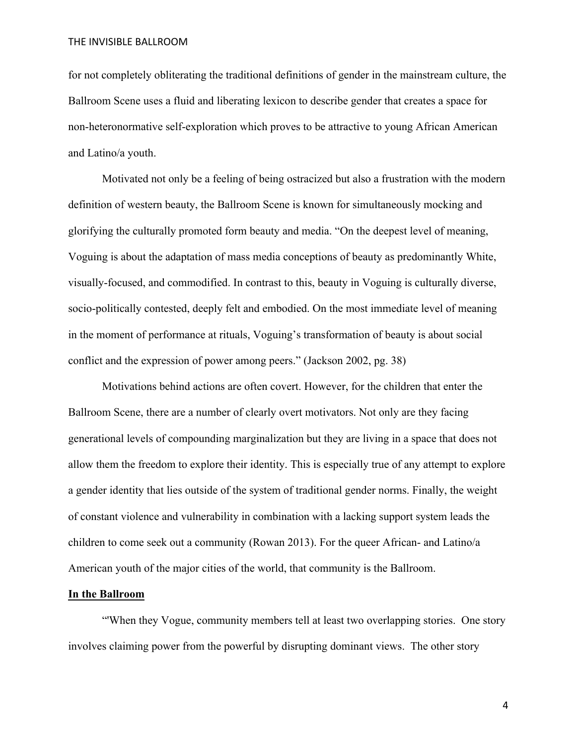for not completely obliterating the traditional definitions of gender in the mainstream culture, the Ballroom Scene uses a fluid and liberating lexicon to describe gender that creates a space for non-heteronormative self-exploration which proves to be attractive to young African American and Latino/a youth.

Motivated not only be a feeling of being ostracized but also a frustration with the modern definition of western beauty, the Ballroom Scene is known for simultaneously mocking and glorifying the culturally promoted form beauty and media. "On the deepest level of meaning, Voguing is about the adaptation of mass media conceptions of beauty as predominantly White, visually-focused, and commodified. In contrast to this, beauty in Voguing is culturally diverse, socio-politically contested, deeply felt and embodied. On the most immediate level of meaning in the moment of performance at rituals, Voguing's transformation of beauty is about social conflict and the expression of power among peers." (Jackson 2002, pg. 38)

Motivations behind actions are often covert. However, for the children that enter the Ballroom Scene, there are a number of clearly overt motivators. Not only are they facing generational levels of compounding marginalization but they are living in a space that does not allow them the freedom to explore their identity. This is especially true of any attempt to explore a gender identity that lies outside of the system of traditional gender norms. Finally, the weight of constant violence and vulnerability in combination with a lacking support system leads the children to come seek out a community (Rowan 2013). For the queer African- and Latino/a American youth of the major cities of the world, that community is the Ballroom.

**In the Ballroom**

"'When they Vogue, community members tell at least two overlapping stories. One story involves claiming power from the powerful by disrupting dominant views. The other story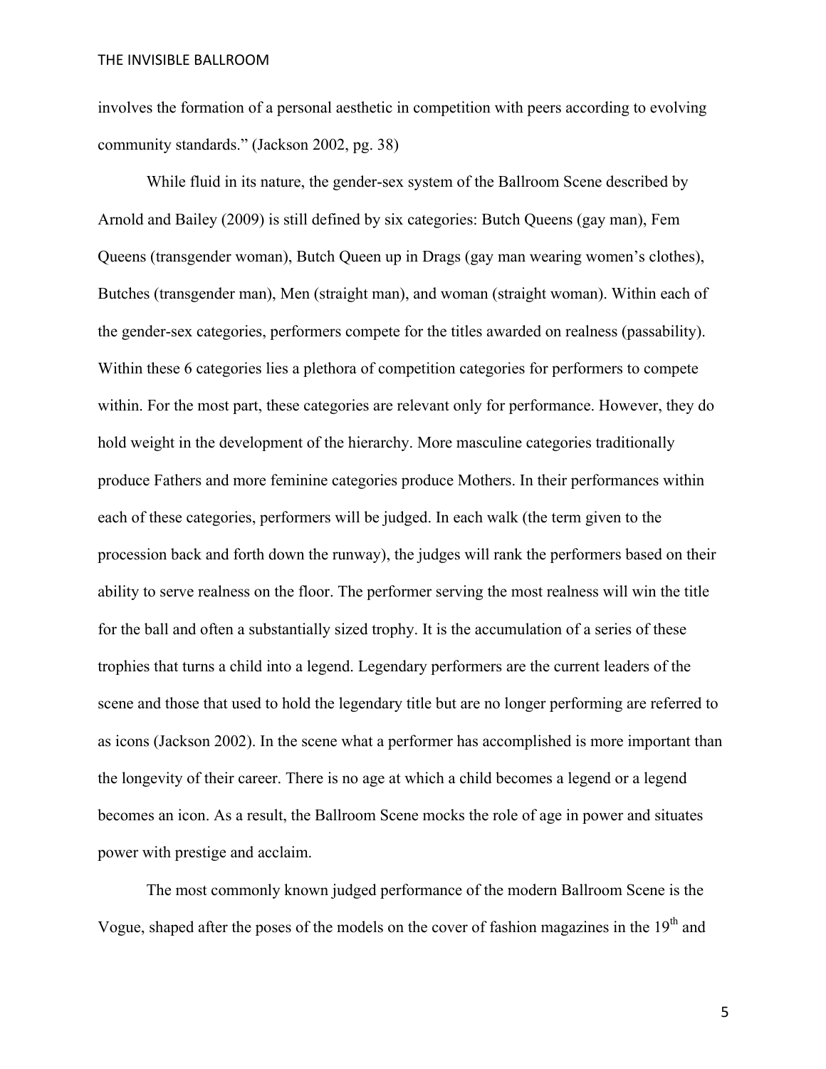involves the formation of a personal aesthetic in competition with peers according to evolving community standards." (Jackson 2002, pg. 38)

While fluid in its nature, the gender-sex system of the Ballroom Scene described by Arnold and Bailey (2009) is still defined by six categories: Butch Queens (gay man), Fem Queens (transgender woman), Butch Queen up in Drags (gay man wearing women's clothes), Butches (transgender man), Men (straight man), and woman (straight woman). Within each of the gender-sex categories, performers compete for the titles awarded on realness (passability). Within these 6 categories lies a plethora of competition categories for performers to compete within. For the most part, these categories are relevant only for performance. However, they do hold weight in the development of the hierarchy. More masculine categories traditionally produce Fathers and more feminine categories produce Mothers. In their performances within each of these categories, performers will be judged. In each walk (the term given to the procession back and forth down the runway), the judges will rank the performers based on their ability to serve realness on the floor. The performer serving the most realness will win the title for the ball and often a substantially sized trophy. It is the accumulation of a series of these trophies that turns a child into a legend. Legendary performers are the current leaders of the scene and those that used to hold the legendary title but are no longer performing are referred to as icons (Jackson 2002). In the scene what a performer has accomplished is more important than the longevity of their career. There is no age at which a child becomes a legend or a legend becomes an icon. As a result, the Ballroom Scene mocks the role of age in power and situates power with prestige and acclaim.

The most commonly known judged performance of the modern Ballroom Scene is the Vogue, shaped after the poses of the models on the cover of fashion magazines in the 19th and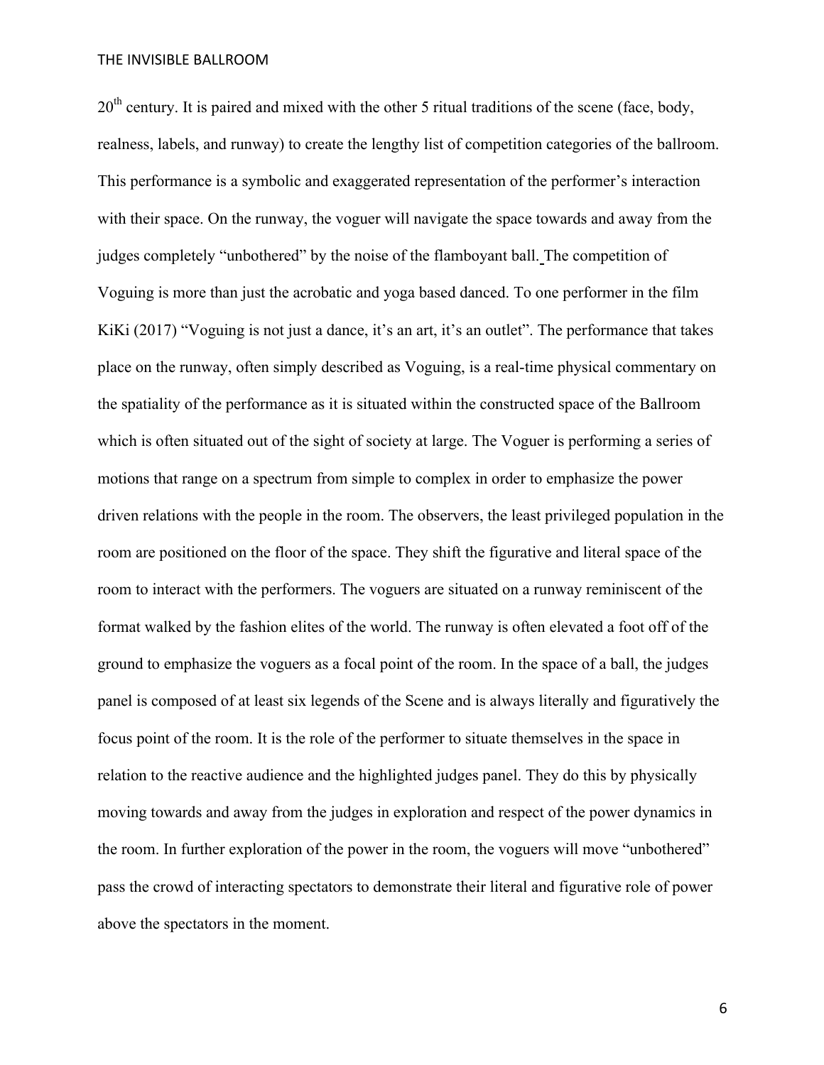20th century. It is paired and mixed with the other 5 ritual traditions of the scene (face, body, realness, labels, and runway) to create the lengthy list of competition categories of the ballroom. This performance is a symbolic and exaggerated representation of the performer's interaction with their space. On the runway, the voguer will navigate the space towards and away from the judges completely "unbothered" by the noise of the flamboyant ball. The competition of Voguing is more than just the acrobatic and yoga based danced. To one performer in the film KiKi (2017) "Voguing is not just a dance, it's an art, it's an outlet". The performance that takes place on the runway, often simply described as Voguing, is a real-time physical commentary on the spatiality of the performance as it is situated within the constructed space of the Ballroom which is often situated out of the sight of society at large. The Voguer is performing a series of motions that range on a spectrum from simple to complex in order to emphasize the power driven relations with the people in the room. The observers, the least privileged population in the room are positioned on the floor of the space. They shift the figurative and literal space of the room to interact with the performers. The voguers are situated on a runway reminiscent of the format walked by the fashion elites of the world. The runway is often elevated a foot off of the ground to emphasize the voguers as a focal point of the room. In the space of a ball, the judges panel is composed of at least six legends of the Scene and is always literally and figuratively the focus point of the room. It is the role of the performer to situate themselves in the space in relation to the reactive audience and the highlighted judges panel. They do this by physically moving towards and away from the judges in exploration and respect of the power dynamics in the room. In further exploration of the power in the room, the voguers will move "unbothered" pass the crowd of interacting spectators to demonstrate their literal and figurative role of power above the spectators in the moment.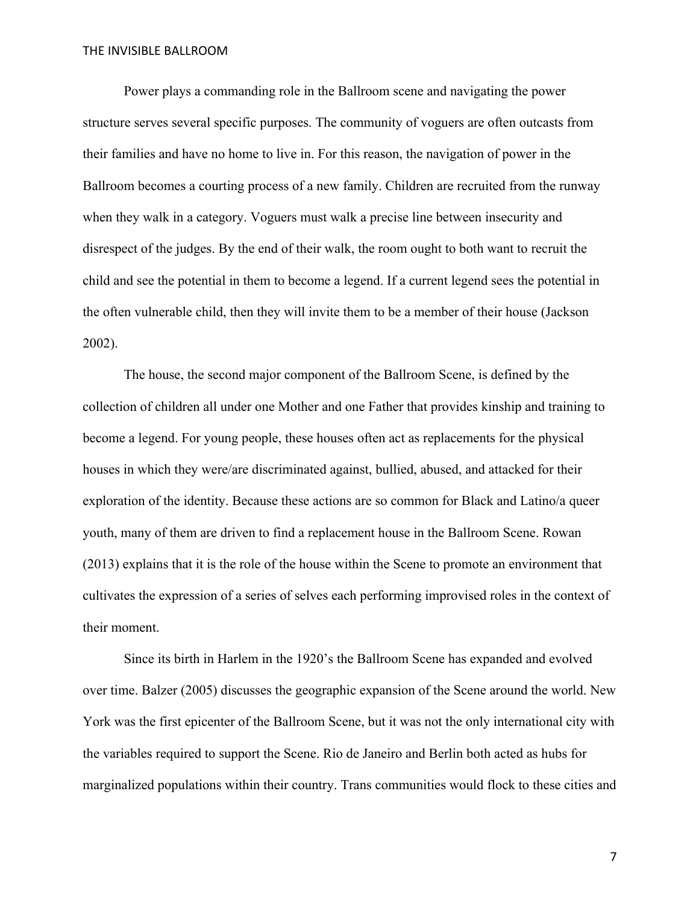Power plays a commanding role in the Ballroom scene and navigating the power structure serves several specific purposes. The community of voguers are often outcasts from their families and have no home to live in. For this reason, the navigation of power in the Ballroom becomes a courting process of a new family. Children are recruited from the runway when they walk in a category. Voguers must walk a precise line between insecurity and disrespect of the judges. By the end of their walk, the room ought to both want to recruit the child and see the potential in them to become a legend. If a current legend sees the potential in the often vulnerable child, then they will invite them to be a member of their house (Jackson 2002).

The house, the second major component of the Ballroom Scene, is defined by the collection of children all under one Mother and one Father that provides kinship and training to become a legend. For young people, these houses often act as replacements for the physical houses in which they were/are discriminated against, bullied, abused, and attacked for their exploration of the identity. Because these actions are so common for Black and Latino/a queer youth, many of them are driven to find a replacement house in the Ballroom Scene. Rowan (2013) explains that it is the role of the house within the Scene to promote an environment that cultivates the expression of a series of selves each performing improvised roles in the context of their moment.

Since its birth in Harlem in the 1920's the Ballroom Scene has expanded and evolved over time. Balzer (2005) discusses the geographic expansion of the Scene around the world. New York was the first epicenter of the Ballroom Scene, but it was not the only international city with the variables required to support the Scene. Rio de Janeiro and Berlin both acted as hubs for marginalized populations within their country. Trans communities would flock to these cities and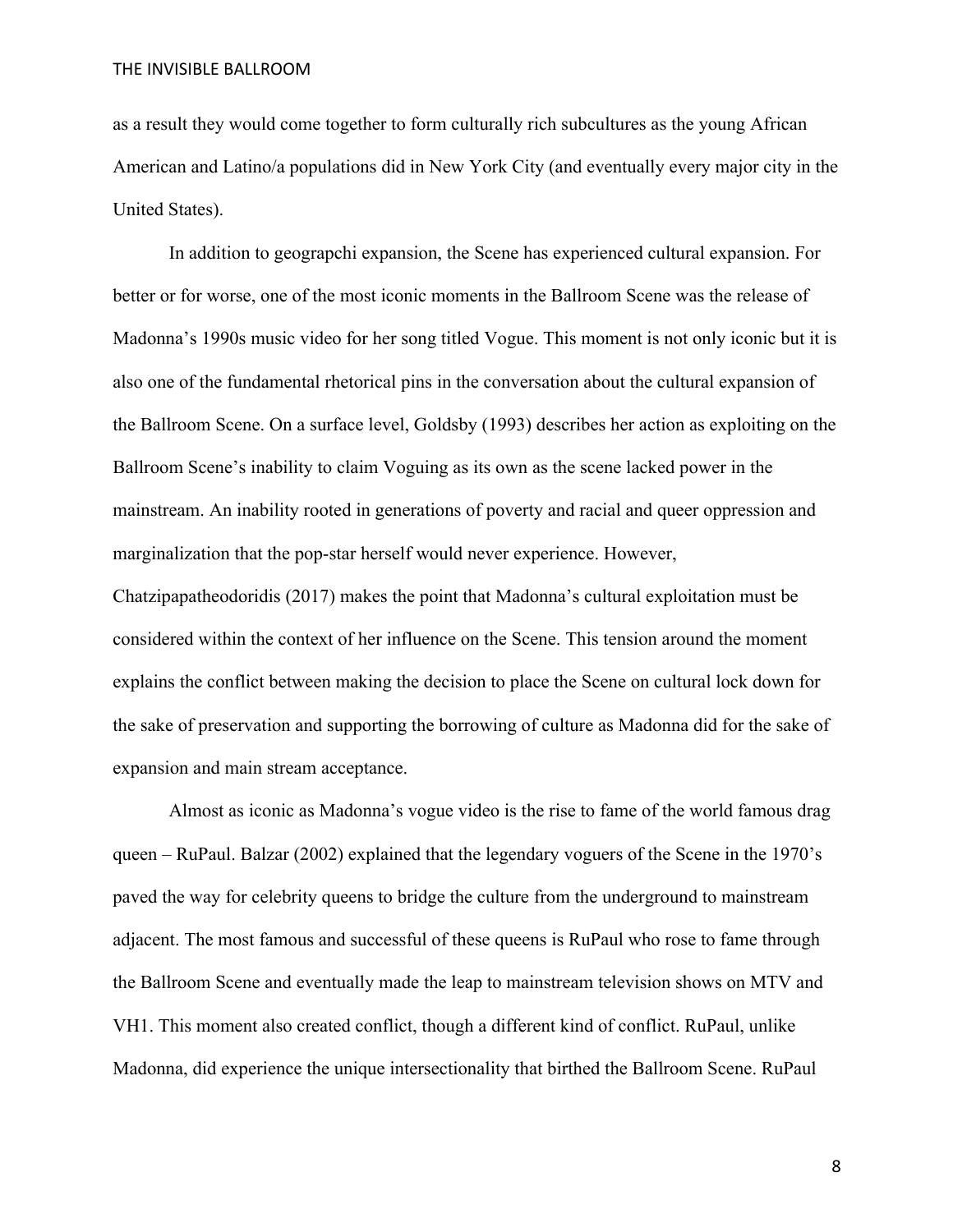as a result they would come together to form culturally rich subcultures as the young African American and Latino/a populations did in New York City (and eventually every major city in the United States).

In addition to geograpchi expansion, the Scene has experienced cultural expansion. For better or for worse, one of the most iconic moments in the Ballroom Scene was the release of Madonna's 1990s music video for her song titled Vogue. This moment is not only iconic but it is also one of the fundamental rhetorical pins in the conversation about the cultural expansion of the Ballroom Scene. On a surface level, Goldsby (1993) describes her action as exploiting on the Ballroom Scene's inability to claim Voguing as its own as the scene lacked power in the mainstream. An inability rooted in generations of poverty and racial and queer oppression and marginalization that the pop-star herself would never experience. However, Chatzipapatheodoridis (2017) makes the point that Madonna's cultural exploitation must be considered within the context of her influence on the Scene. This tension around the moment explains the conflict between making the decision to place the Scene on cultural lock down for the sake of preservation and supporting the borrowing of culture as Madonna did for the sake of expansion and main stream acceptance.

Almost as iconic as Madonna's vogue video is the rise to fame of the world famous drag queen – RuPaul. Balzar (2002) explained that the legendary voguers of the Scene in the 1970's paved the way for celebrity queens to bridge the culture from the underground to mainstream adjacent. The most famous and successful of these queens is RuPaul who rose to fame through the Ballroom Scene and eventually made the leap to mainstream television shows on MTV and VH1. This moment also created conflict, though a different kind of conflict. RuPaul, unlike Madonna, did experience the unique intersectionality that birthed the Ballroom Scene. RuPaul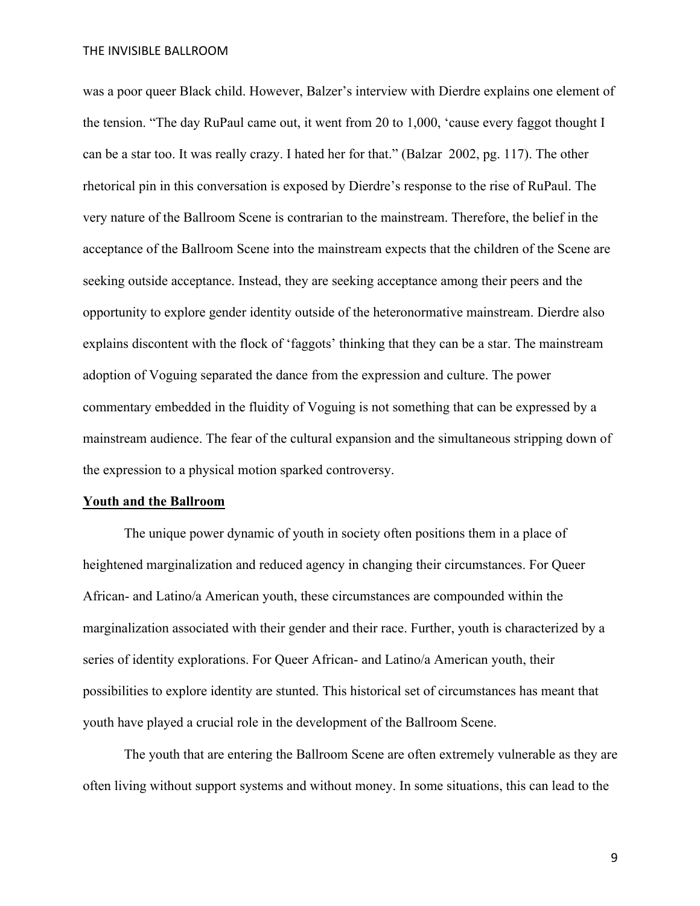was a poor queer Black child. However, Balzer's interview with Dierdre explains one element of the tension. "The day RuPaul came out, it went from 20 to 1,000, 'cause every faggot thought I can be a star too. It was really crazy. I hated her for that." (Balzar  2002, pg. 117). The other rhetorical pin in this conversation is exposed by Dierdre's response to the rise of RuPaul. The very nature of the Ballroom Scene is contrarian to the mainstream. Therefore, the belief in the acceptance of the Ballroom Scene into the mainstream expects that the children of the Scene are seeking outside acceptance. Instead, they are seeking acceptance among their peers and the opportunity to explore gender identity outside of the heteronormative mainstream. Dierdre also explains discontent with the flock of 'faggots' thinking that they can be a star. The mainstream adoption of Voguing separated the dance from the expression and culture. The power commentary embedded in the fluidity of Voguing is not something that can be expressed by a mainstream audience. The fear of the cultural expansion and the simultaneous stripping down of the expression to a physical motion sparked controversy.

**Youth and the Ballroom**

The unique power dynamic of youth in society often positions them in a place of heightened marginalization and reduced agency in changing their circumstances. For Queer African- and Latino/a American youth, these circumstances are compounded within the marginalization associated with their gender and their race. Further, youth is characterized by a series of identity explorations. For Queer African- and Latino/a American youth, their possibilities to explore identity are stunted. This historical set of circumstances has meant that youth have played a crucial role in the development of the Ballroom Scene.

The youth that are entering the Ballroom Scene are often extremely vulnerable as they are often living without support systems and without money. In some situations, this can lead to the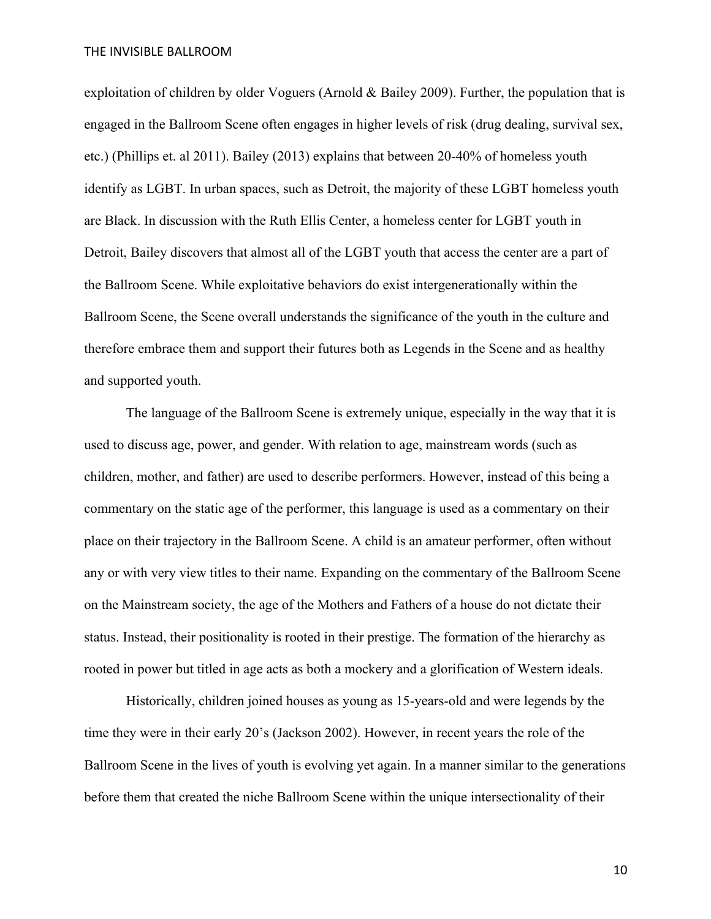exploitation of children by older Voguers (Arnold & Bailey 2009). Further, the population that is engaged in the Ballroom Scene often engages in higher levels of risk (drug dealing, survival sex, etc.) (Phillips et. al 2011). Bailey (2013) explains that between 20-40% of homeless youth identify as LGBT. In urban spaces, such as Detroit, the majority of these LGBT homeless youth are Black. In discussion with the Ruth Ellis Center, a homeless center for LGBT youth in Detroit, Bailey discovers that almost all of the LGBT youth that access the center are a part of the Ballroom Scene. While exploitative behaviors do exist intergenerationally within the Ballroom Scene, the Scene overall understands the significance of the youth in the culture and therefore embrace them and support their futures both as Legends in the Scene and as healthy and supported youth.

The language of the Ballroom Scene is extremely unique, especially in the way that it is used to discuss age, power, and gender. With relation to age, mainstream words (such as children, mother, and father) are used to describe performers. However, instead of this being a commentary on the static age of the performer, this language is used as a commentary on their place on their trajectory in the Ballroom Scene. A child is an amateur performer, often without any or with very view titles to their name. Expanding on the commentary of the Ballroom Scene on the Mainstream society, the age of the Mothers and Fathers of a house do not dictate their status. Instead, their positionality is rooted in their prestige. The formation of the hierarchy as rooted in power but titled in age acts as both a mockery and a glorification of Western ideals.

Historically, children joined houses as young as 15-years-old and were legends by the time they were in their early 20's (Jackson 2002). However, in recent years the role of the Ballroom Scene in the lives of youth is evolving yet again. In a manner similar to the generations before them that created the niche Ballroom Scene within the unique intersectionality of their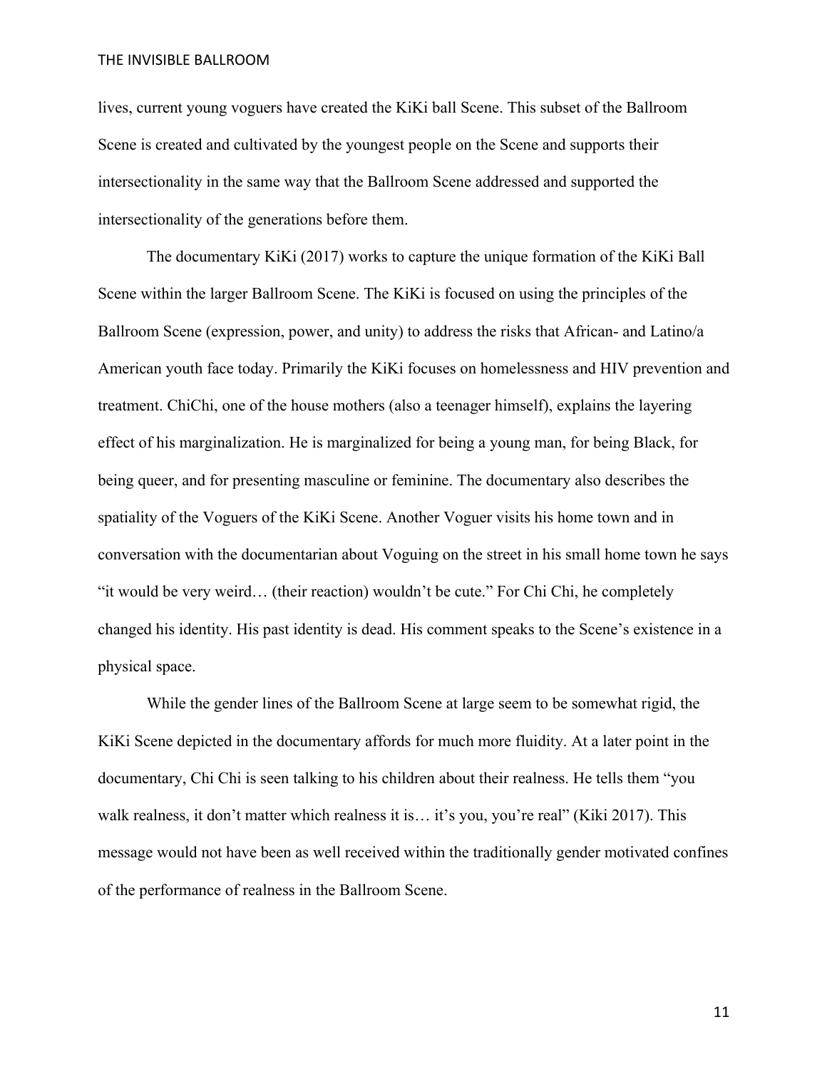lives, current young voguers have created the KiKi ball Scene. This subset of the Ballroom Scene is created and cultivated by the youngest people on the Scene and supports their intersectionality in the same way that the Ballroom Scene addressed and supported the intersectionality of the generations before them.

The documentary KiKi (2017) works to capture the unique formation of the KiKi Ball Scene within the larger Ballroom Scene. The KiKi is focused on using the principles of the Ballroom Scene (expression, power, and unity) to address the risks that African- and Latino/a American youth face today. Primarily the KiKi focuses on homelessness and HIV prevention and treatment. ChiChi, one of the house mothers (also a teenager himself), explains the layering effect of his marginalization. He is marginalized for being a young man, for being Black, for being queer, and for presenting masculine or feminine. The documentary also describes the spatiality of the Voguers of the KiKi Scene. Another Voguer visits his home town and in conversation with the documentarian about Voguing on the street in his small home town he says "it would be very weird… (their reaction) wouldn't be cute." For Chi Chi, he completely changed his identity. His past identity is dead. His comment speaks to the Scene's existence in a physical space.

While the gender lines of the Ballroom Scene at large seem to be somewhat rigid, the KiKi Scene depicted in the documentary affords for much more fluidity. At a later point in the documentary, Chi Chi is seen talking to his children about their realness. He tells them "you walk realness, it don't matter which realness it is… it's you, you're real" (Kiki 2017). This message would not have been as well received within the traditionally gender motivated confines of the performance of realness in the Ballroom Scene.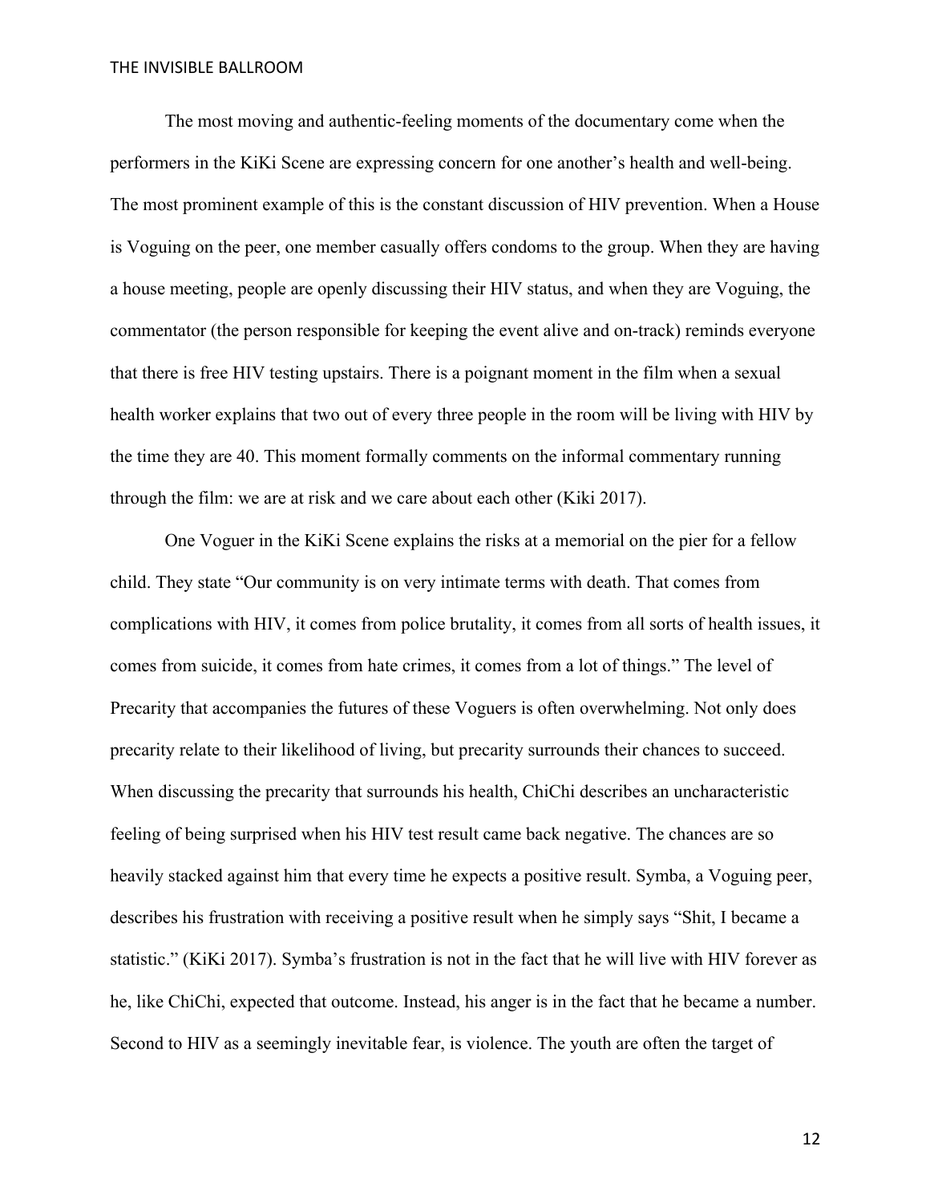The most moving and authentic-feeling moments of the documentary come when the performers in the KiKi Scene are expressing concern for one another's health and well-being. The most prominent example of this is the constant discussion of HIV prevention. When a House is Voguing on the peer, one member casually offers condoms to the group. When they are having a house meeting, people are openly discussing their HIV status, and when they are Voguing, the commentator (the person responsible for keeping the event alive and on-track) reminds everyone that there is free HIV testing upstairs. There is a poignant moment in the film when a sexual health worker explains that two out of every three people in the room will be living with HIV by the time they are 40. This moment formally comments on the informal commentary running through the film: we are at risk and we care about each other (Kiki 2017).

One Voguer in the KiKi Scene explains the risks at a memorial on the pier for a fellow child. They state "Our community is on very intimate terms with death. That comes from complications with HIV, it comes from police brutality, it comes from all sorts of health issues, it comes from suicide, it comes from hate crimes, it comes from a lot of things." The level of Precarity that accompanies the futures of these Voguers is often overwhelming. Not only does precarity relate to their likelihood of living, but precarity surrounds their chances to succeed. When discussing the precarity that surrounds his health, ChiChi describes an uncharacteristic feeling of being surprised when his HIV test result came back negative. The chances are so heavily stacked against him that every time he expects a positive result. Symba, a Voguing peer, describes his frustration with receiving a positive result when he simply says "Shit, I became a statistic." (KiKi 2017). Symba's frustration is not in the fact that he will live with HIV forever as he, like ChiChi, expected that outcome. Instead, his anger is in the fact that he became a number. Second to HIV as a seemingly inevitable fear, is violence. The youth are often the target of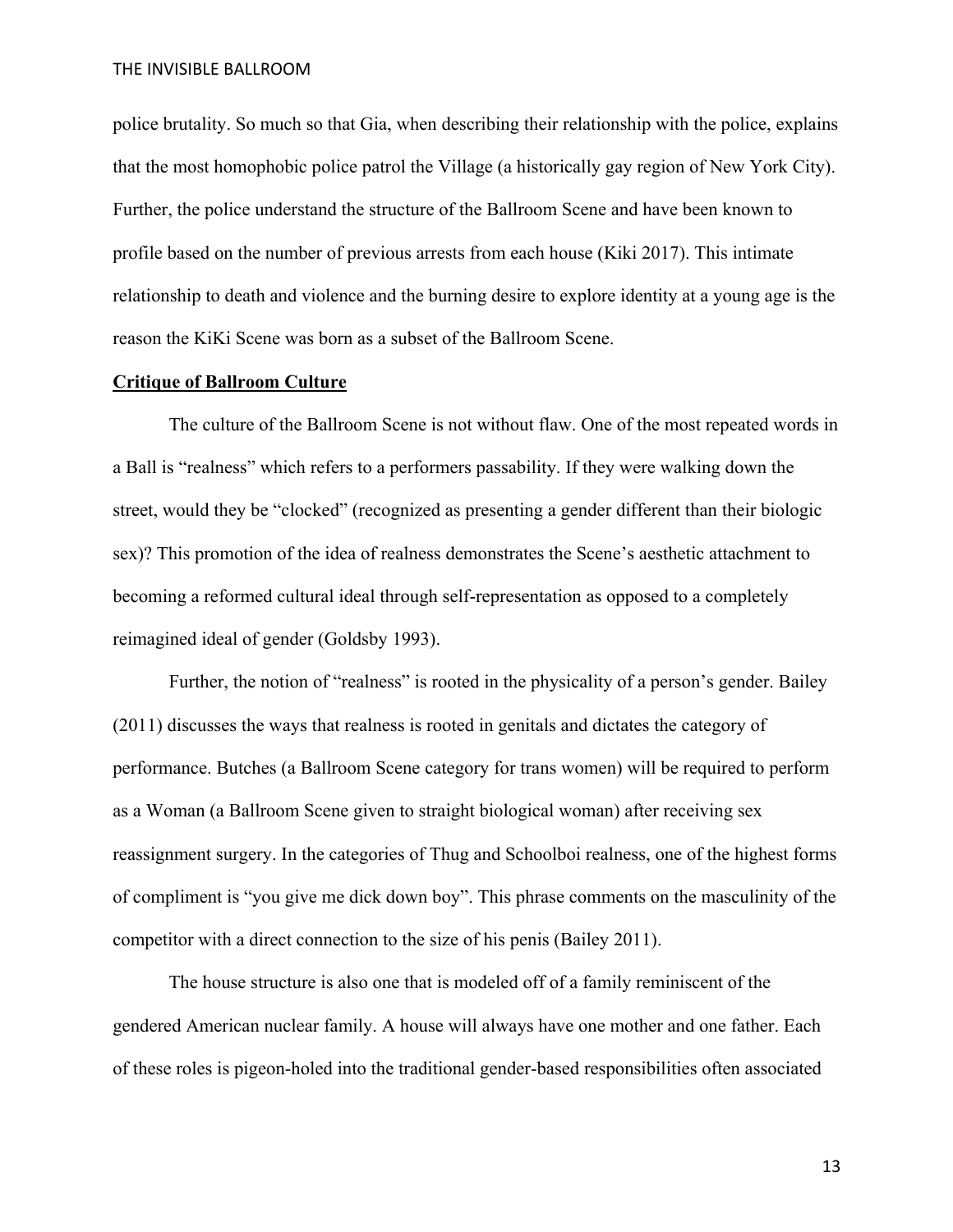police brutality. So much so that Gia, when describing their relationship with the police, explains that the most homophobic police patrol the Village (a historically gay region of New York City). Further, the police understand the structure of the Ballroom Scene and have been known to profile based on the number of previous arrests from each house (Kiki 2017). This intimate relationship to death and violence and the burning desire to explore identity at a young age is the reason the KiKi Scene was born as a subset of the Ballroom Scene.

## **Critique of Ballroom Culture**

The culture of the Ballroom Scene is not without flaw. One of the most repeated words in a Ball is "realness" which refers to a performers passability. If they were walking down the street, would they be "clocked" (recognized as presenting a gender different than their biologic sex)? This promotion of the idea of realness demonstrates the Scene's aesthetic attachment to becoming a reformed cultural ideal through self-representation as opposed to a completely reimagined ideal of gender (Goldsby 1993).

Further, the notion of "realness" is rooted in the physicality of a person's gender. Bailey (2011) discusses the ways that realness is rooted in genitals and dictates the category of performance. Butches (a Ballroom Scene category for trans women) will be required to perform as a Woman (a Ballroom Scene given to straight biological woman) after receiving sex reassignment surgery. In the categories of Thug and Schoolboi realness, one of the highest forms of compliment is "you give me dick down boy". This phrase comments on the masculinity of the competitor with a direct connection to the size of his penis (Bailey 2011).

The house structure is also one that is modeled off of a family reminiscent of the gendered American nuclear family. A house will always have one mother and one father. Each of these roles is pigeon-holed into the traditional gender-based responsibilities often associated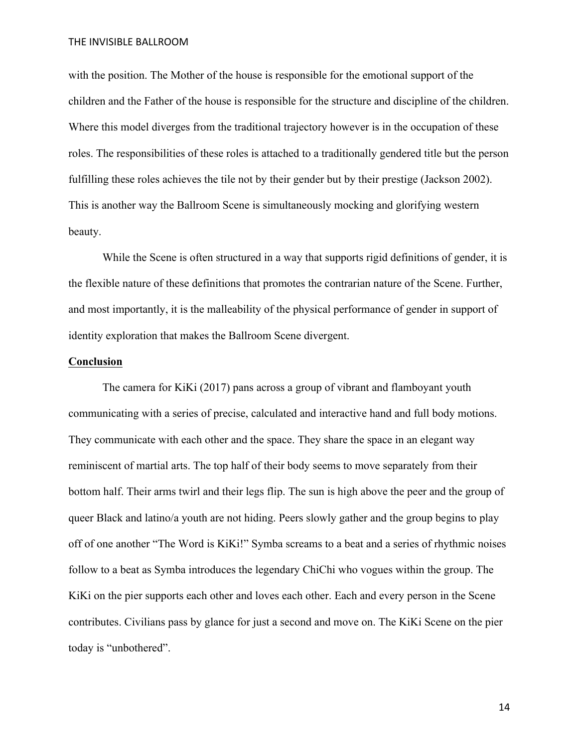with the position. The Mother of the house is responsible for the emotional support of the children and the Father of the house is responsible for the structure and discipline of the children. Where this model diverges from the traditional trajectory however is in the occupation of these roles. The responsibilities of these roles is attached to a traditionally gendered title but the person fulfilling these roles achieves the tile not by their gender but by their prestige (Jackson 2002). This is another way the Ballroom Scene is simultaneously mocking and glorifying western beauty.

While the Scene is often structured in a way that supports rigid definitions of gender, it is the flexible nature of these definitions that promotes the contrarian nature of the Scene. Further, and most importantly, it is the malleability of the physical performance of gender in support of identity exploration that makes the Ballroom Scene divergent.

**Conclusion**

The camera for KiKi (2017) pans across a group of vibrant and flamboyant youth communicating with a series of precise, calculated and interactive hand and full body motions. They communicate with each other and the space. They share the space in an elegant way reminiscent of martial arts. The top half of their body seems to move separately from their bottom half. Their arms twirl and their legs flip. The sun is high above the peer and the group of queer Black and latino/a youth are not hiding. Peers slowly gather and the group begins to play off of one another "The Word is KiKi!" Symba screams to a beat and a series of rhythmic noises follow to a beat as Symba introduces the legendary ChiChi who vogues within the group. The KiKi on the pier supports each other and loves each other. Each and every person in the Scene contributes. Civilians pass by glance for just a second and move on. The KiKi Scene on the pier today is "unbothered".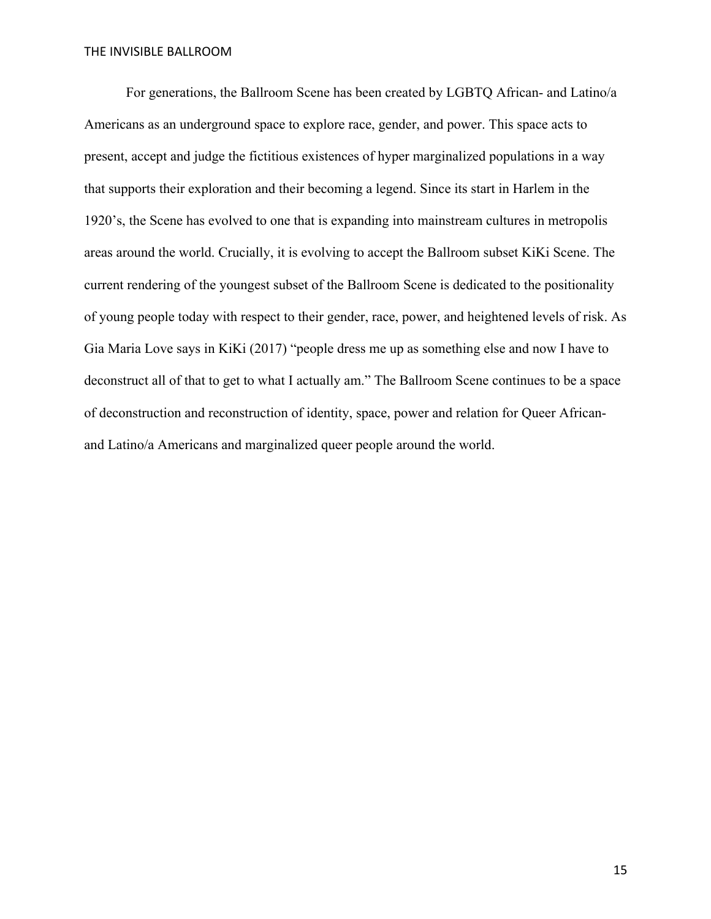For generations, the Ballroom Scene has been created by LGBTQ African- and Latino/a Americans as an underground space to explore race, gender, and power. This space acts to present, accept and judge the fictitious existences of hyper marginalized populations in a way that supports their exploration and their becoming a legend. Since its start in Harlem in the 1920's, the Scene has evolved to one that is expanding into mainstream cultures in metropolis areas around the world. Crucially, it is evolving to accept the Ballroom subset KiKi Scene. The current rendering of the youngest subset of the Ballroom Scene is dedicated to the positionality of young people today with respect to their gender, race, power, and heightened levels of risk. As Gia Maria Love says in KiKi (2017) "people dress me up as something else and now I have to deconstruct all of that to get to what I actually am." The Ballroom Scene continues to be a space of deconstruction and reconstruction of identity, space, power and relation for Queer African- and Latino/a Americans and marginalized queer people around the world.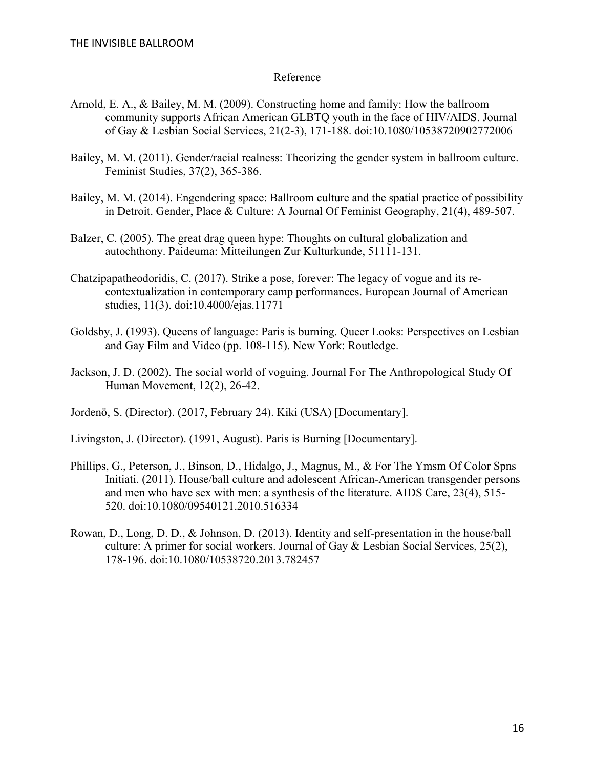# Reference

Arnold, E. A., & Bailey, M. M. (2009). Constructing home and family: How the ballroom community supports African American GLBTQ youth in the face of HIV/AIDS. Journal of Gay & Lesbian Social Services, 21(2-3), 171-188. doi:10.1080/10538720902772006

Bailey, M. M. (2011). Gender/racial realness: Theorizing the gender system in ballroom culture. Feminist Studies, 37(2), 365-386.

Bailey, M. M. (2014). Engendering space: Ballroom culture and the spatial practice of possibility in Detroit. Gender, Place & Culture: A Journal Of Feminist Geography, 21(4), 489-507.

Balzer, C. (2005). The great drag queen hype: Thoughts on cultural globalization and autochthony. Paideuma: Mitteilungen Zur Kulturkunde, 51111-131.

Chatzipapatheodoridis, C. (2017). Strike a pose, forever: The legacy of vogue and its re-contextualization in contemporary camp performances. European Journal of American studies, 11(3). doi:10.4000/ejas.11771

Goldsby, J. (1993). Queens of language: Paris is burning. Queer Looks: Perspectives on Lesbian and Gay Film and Video (pp. 108-115). New York: Routledge.

Jackson, J. D. (2002). The social world of voguing. Journal For The Anthropological Study Of Human Movement, 12(2), 26-42.

Jordenö, S. (Director). (2017, February 24). Kiki (USA) [Documentary].

Livingston, J. (Director). (1991, August). Paris is Burning [Documentary].

Phillips, G., Peterson, J., Binson, D., Hidalgo, J., Magnus, M., & For The Ymsm Of Color Spns Initiati. (2011). House/ball culture and adolescent African-American transgender persons and men who have sex with men: a synthesis of the literature. AIDS Care, 23(4), 515-520. doi:10.1080/09540121.2010.516334

Rowan, D., Long, D. D., & Johnson, D. (2013). Identity and self-presentation in the house/ball culture: A primer for social workers. Journal of Gay & Lesbian Social Services, 25(2), 178-196. doi:10.1080/10538720.2013.782457